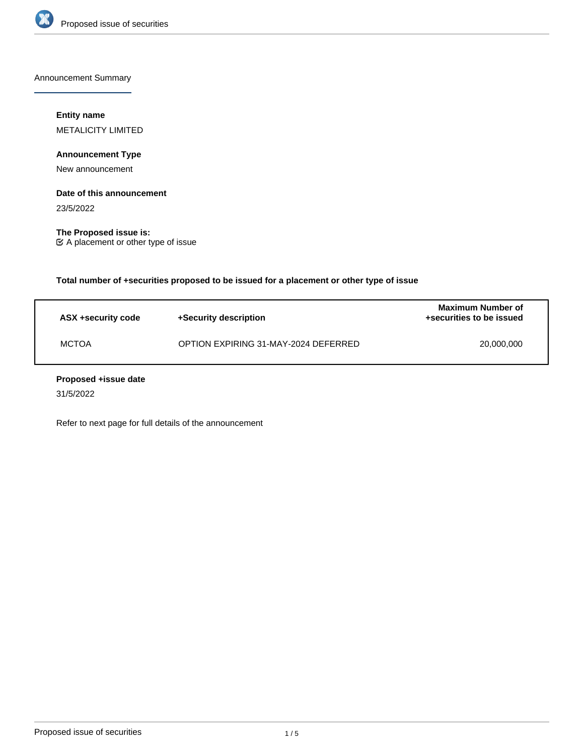Announcement Summary

**Entity name**

METALICITY LIMITED

**Announcement Type**

New announcement

**Date of this announcement**

23/5/2022

**The Proposed issue is:**

☑ A placement or other type of issue

**Total number of +securities proposed to be issued for a placement or other type of issue**

| ASX +security code | +Security description | Maximum Number of +securities to be issued |
|---|---|---|
| MCTOA | OPTION EXPIRING 31-MAY-2024 DEFERRED | 20,000,000 |

**Proposed +issue date**

31/5/2022

Refer to next page for full details of the announcement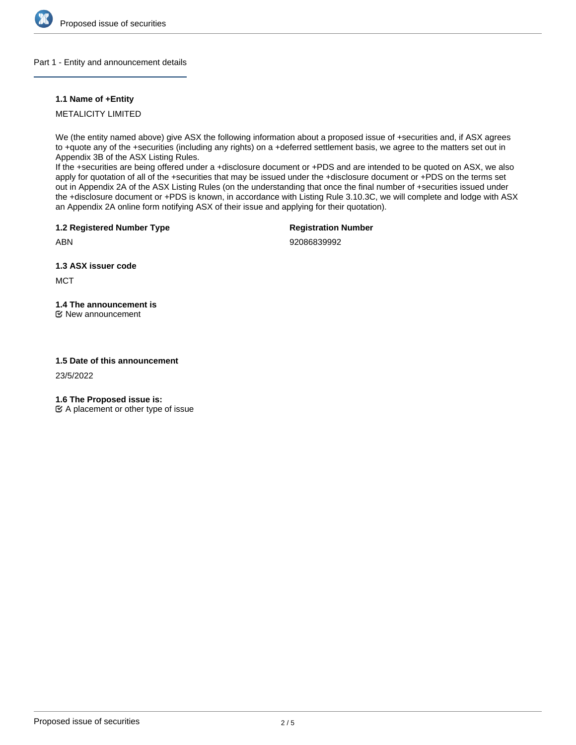## Part 1 - Entity and announcement details

### 1.1 Name of +Entity

METALICITY LIMITED

We (the entity named above) give ASX the following information about a proposed issue of +securities and, if ASX agrees to +quote any of the +securities (including any rights) on a +deferred settlement basis, we agree to the matters set out in Appendix 3B of the ASX Listing Rules.
If the +securities are being offered under a +disclosure document or +PDS and are intended to be quoted on ASX, we also apply for quotation of all of the +securities that may be issued under the +disclosure document or +PDS on the terms set out in Appendix 2A of the ASX Listing Rules (on the understanding that once the final number of +securities issued under the +disclosure document or +PDS is known, in accordance with Listing Rule 3.10.3C, we will complete and lodge with ASX an Appendix 2A online form notifying ASX of their issue and applying for their quotation).

### 1.2 Registered Number Type

ABN

**Registration Number**

92086839992

### 1.3 ASX issuer code

MCT

### 1.4 The announcement is

☑ New announcement

### 1.5 Date of this announcement

23/5/2022

### 1.6 The Proposed issue is:

☑ A placement or other type of issue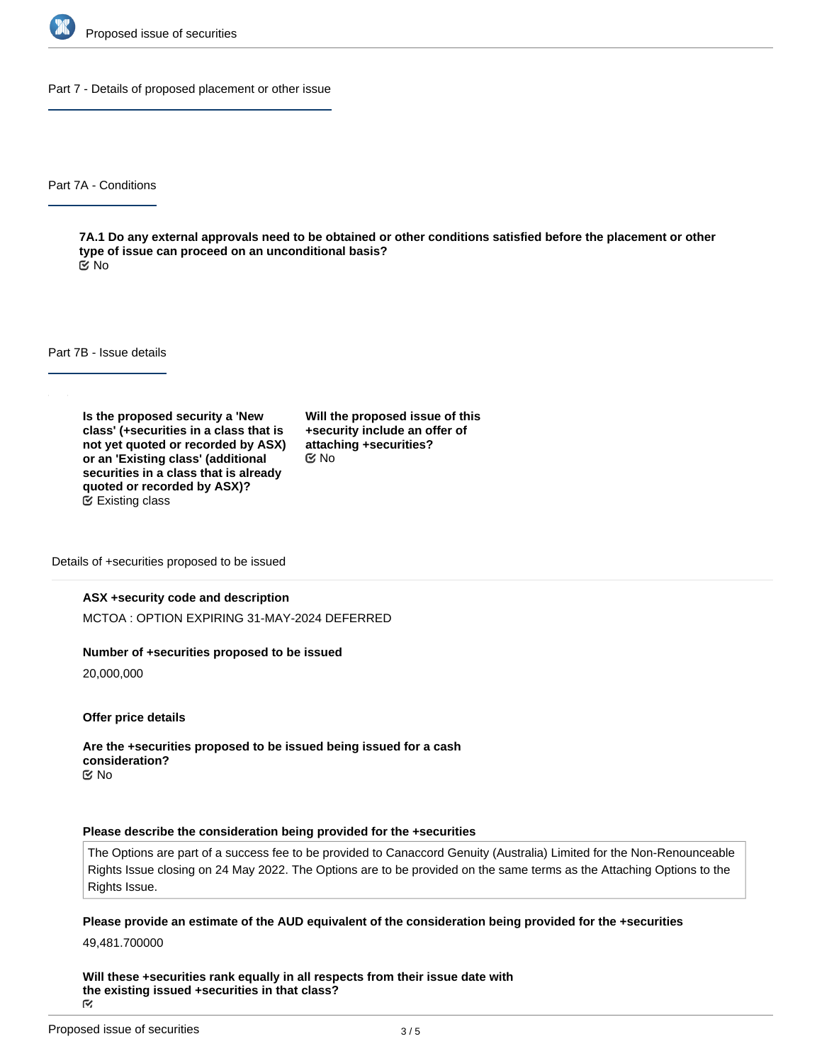## Part 7 - Details of proposed placement or other issue

### Part 7A - Conditions

**7A.1 Do any external approvals need to be obtained or other conditions satisfied before the placement or other type of issue can proceed on an unconditional basis?**
No

### Part 7B - Issue details

**Is the proposed security a 'New class' (+securities in a class that is not yet quoted or recorded by ASX) or an 'Existing class' (additional securities in a class that is already quoted or recorded by ASX)?**
Existing class

**Will the proposed issue of this +security include an offer of attaching +securities?**
No

Details of +securities proposed to be issued

**ASX +security code and description**

MCTOA : OPTION EXPIRING 31-MAY-2024 DEFERRED

**Number of +securities proposed to be issued**

20,000,000

**Offer price details**

**Are the +securities proposed to be issued being issued for a cash consideration?**
No

**Please describe the consideration being provided for the +securities**

The Options are part of a success fee to be provided to Canaccord Genuity (Australia) Limited for the Non-Renounceable Rights Issue closing on 24 May 2022. The Options are to be provided on the same terms as the Attaching Options to the Rights Issue.

**Please provide an estimate of the AUD equivalent of the consideration being provided for the +securities**

49,481.700000

**Will these +securities rank equally in all respects from their issue date with the existing issued +securities in that class?**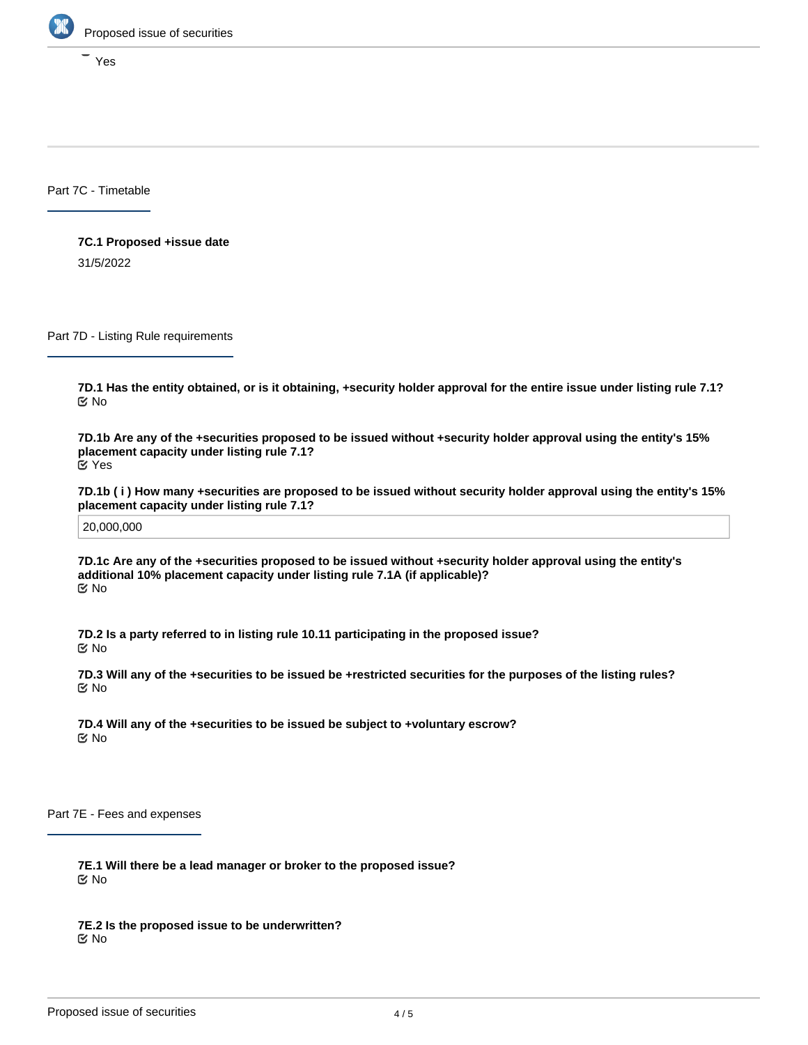Yes

## Part 7C - Timetable

**7C.1 Proposed +issue date**

31/5/2022

## Part 7D - Listing Rule requirements

**7D.1 Has the entity obtained, or is it obtaining, +security holder approval for the entire issue under listing rule 7.1?**
No

**7D.1b Are any of the +securities proposed to be issued without +security holder approval using the entity's 15% placement capacity under listing rule 7.1?**
Yes

**7D.1b ( i ) How many +securities are proposed to be issued without security holder approval using the entity's 15% placement capacity under listing rule 7.1?**

20,000,000

**7D.1c Are any of the +securities proposed to be issued without +security holder approval using the entity's additional 10% placement capacity under listing rule 7.1A (if applicable)?**
No

**7D.2 Is a party referred to in listing rule 10.11 participating in the proposed issue?**
No

**7D.3 Will any of the +securities to be issued be +restricted securities for the purposes of the listing rules?**
No

**7D.4 Will any of the +securities to be issued be subject to +voluntary escrow?**
No

## Part 7E - Fees and expenses

**7E.1 Will there be a lead manager or broker to the proposed issue?**
No

**7E.2 Is the proposed issue to be underwritten?**
No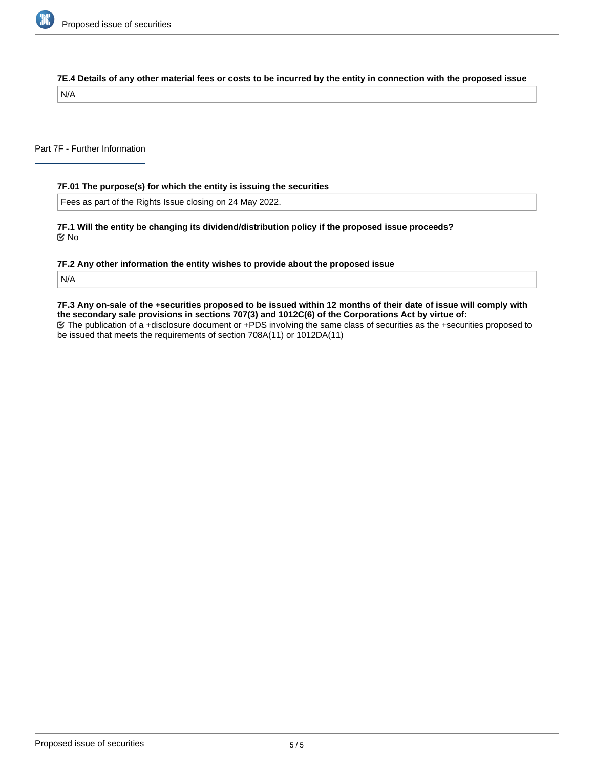**7E.4 Details of any other material fees or costs to be incurred by the entity in connection with the proposed issue**

N/A

## Part 7F - Further Information

**7F.01 The purpose(s) for which the entity is issuing the securities**

Fees as part of the Rights Issue closing on 24 May 2022.

**7F.1 Will the entity be changing its dividend/distribution policy if the proposed issue proceeds?**

No

**7F.2 Any other information the entity wishes to provide about the proposed issue**

N/A

**7F.3 Any on-sale of the +securities proposed to be issued within 12 months of their date of issue will comply with the secondary sale provisions in sections 707(3) and 1012C(6) of the Corporations Act by virtue of:**

The publication of a +disclosure document or +PDS involving the same class of securities as the +securities proposed to be issued that meets the requirements of section 708A(11) or 1012DA(11)